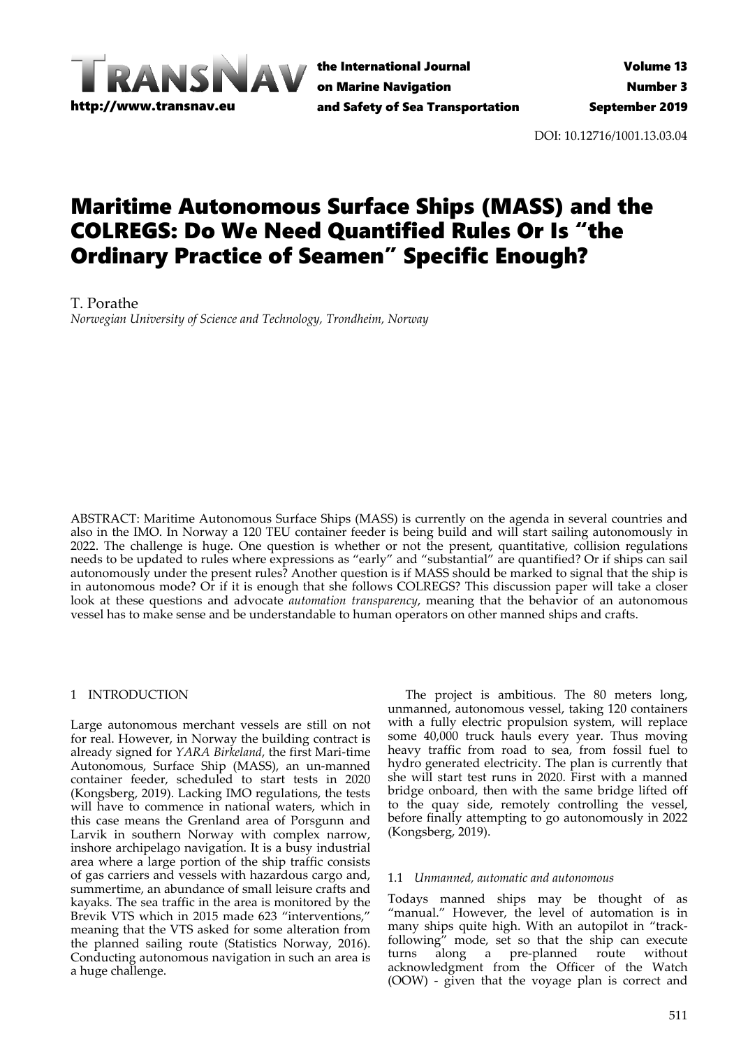DOI: 10.12716/1001.13.03.04

# Maritime Autonomous Surface Ships (MASS) and the COLREGS: Do We Need Quantified Rules Or Is "the Ordinary Practice of Seamen" Specific Enough?

T. Porathe
*Norwegian University of Science and Technology, Trondheim, Norway*

ABSTRACT: Maritime Autonomous Surface Ships (MASS) is currently on the agenda in several countries and also in the IMO. In Norway a 120 TEU container feeder is being build and will start sailing autonomously in 2022. The challenge is huge. One question is whether or not the present, quantitative, collision regulations needs to be updated to rules where expressions as "early" and "substantial" are quantified? Or if ships can sail autonomously under the present rules? Another question is if MASS should be marked to signal that the ship is in autonomous mode? Or if it is enough that she follows COLREGS? This discussion paper will take a closer look at these questions and advocate *automation transparency*, meaning that the behavior of an autonomous vessel has to make sense and be understandable to human operators on other manned ships and crafts.

## 1 INTRODUCTION

Large autonomous merchant vessels are still on not for real. However, in Norway the building contract is already signed for *YARA Birkeland*, the first Mari-time Autonomous, Surface Ship (MASS), an un-manned container feeder, scheduled to start tests in 2020 (Kongsberg, 2019). Lacking IMO regulations, the tests will have to commence in national waters, which in this case means the Grenland area of Porsgunn and Larvik in southern Norway with complex narrow, inshore archipelago navigation. It is a busy industrial area where a large portion of the ship traffic consists of gas carriers and vessels with hazardous cargo and, summertime, an abundance of small leisure crafts and kayaks. The sea traffic in the area is monitored by the Brevik VTS which in 2015 made 623 "interventions," meaning that the VTS asked for some alteration from the planned sailing route (Statistics Norway, 2016). Conducting autonomous navigation in such an area is a huge challenge.

The project is ambitious. The 80 meters long, unmanned, autonomous vessel, taking 120 containers with a fully electric propulsion system, will replace some 40,000 truck hauls every year. Thus moving heavy traffic from road to sea, from fossil fuel to hydro generated electricity. The plan is currently that she will start test runs in 2020. First with a manned bridge onboard, then with the same bridge lifted off to the quay side, remotely controlling the vessel, before finally attempting to go autonomously in 2022 (Kongsberg, 2019).

### 1.1 *Unmanned, automatic and autonomous*

Todays manned ships may be thought of as "manual." However, the level of automation is in many ships quite high. With an autopilot in "track-following" mode, set so that the ship can execute turns along a pre-planned route without acknowledgment from the Officer of the Watch (OOW) - given that the voyage plan is correct and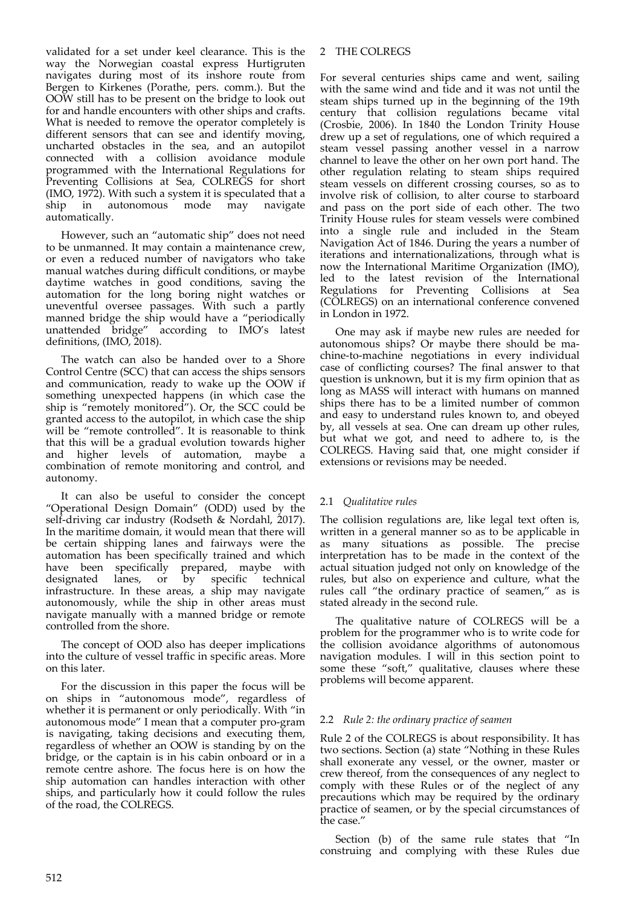validated for a set under keel clearance. This is the way the Norwegian coastal express Hurtigruten navigates during most of its inshore route from Bergen to Kirkenes (Porathe, pers. comm.). But the OOW still has to be present on the bridge to look out for and handle encounters with other ships and crafts. What is needed to remove the operator completely is different sensors that can see and identify moving, uncharted obstacles in the sea, and an autopilot connected with a collision avoidance module programmed with the International Regulations for Preventing Collisions at Sea, COLREGS for short (IMO, 1972). With such a system it is speculated that a ship in autonomous mode may navigate automatically.

However, such an "automatic ship" does not need to be unmanned. It may contain a maintenance crew, or even a reduced number of navigators who take manual watches during difficult conditions, or maybe daytime watches in good conditions, saving the automation for the long boring night watches or uneventful oversee passages. With such a partly manned bridge the ship would have a "periodically unattended bridge" according to IMO's latest definitions, (IMO, 2018).

The watch can also be handed over to a Shore Control Centre (SCC) that can access the ships sensors and communication, ready to wake up the OOW if something unexpected happens (in which case the ship is "remotely monitored"). Or, the SCC could be granted access to the autopilot, in which case the ship will be "remote controlled". It is reasonable to think that this will be a gradual evolution towards higher and higher levels of automation, maybe a combination of remote monitoring and control, and autonomy.

It can also be useful to consider the concept "Operational Design Domain" (ODD) used by the self-driving car industry (Rodseth & Nordahl, 2017). In the maritime domain, it would mean that there will be certain shipping lanes and fairways were the automation has been specifically trained and which have been specifically prepared, maybe with designated lanes, or by specific technical infrastructure. In these areas, a ship may navigate autonomously, while the ship in other areas must navigate manually with a manned bridge or remote controlled from the shore.

The concept of OOD also has deeper implications into the culture of vessel traffic in specific areas. More on this later.

For the discussion in this paper the focus will be on ships in "autonomous mode", regardless of whether it is permanent or only periodically. With "in autonomous mode" I mean that a computer pro-gram is navigating, taking decisions and executing them, regardless of whether an OOW is standing by on the bridge, or the captain is in his cabin onboard or in a remote centre ashore. The focus here is on how the ship automation can handles interaction with other ships, and particularly how it could follow the rules of the road, the COLREGS.

## 2 THE COLREGS

For several centuries ships came and went, sailing with the same wind and tide and it was not until the steam ships turned up in the beginning of the 19th century that collision regulations became vital (Crosbie, 2006). In 1840 the London Trinity House drew up a set of regulations, one of which required a steam vessel passing another vessel in a narrow channel to leave the other on her own port hand. The other regulation relating to steam ships required steam vessels on different crossing courses, so as to involve risk of collision, to alter course to starboard and pass on the port side of each other. The two Trinity House rules for steam vessels were combined into a single rule and included in the Steam Navigation Act of 1846. During the years a number of iterations and internationalizations, through what is now the International Maritime Organization (IMO), led to the latest revision of the International Regulations for Preventing Collisions at Sea (COLREGS) on an international conference convened in London in 1972.

One may ask if maybe new rules are needed for autonomous ships? Or maybe there should be ma-chine-to-machine negotiations in every individual case of conflicting courses? The final answer to that question is unknown, but it is my firm opinion that as long as MASS will interact with humans on manned ships there has to be a limited number of common and easy to understand rules known to, and obeyed by, all vessels at sea. One can dream up other rules, but what we got, and need to adhere to, is the COLREGS. Having said that, one might consider if extensions or revisions may be needed.

### 2.1 *Qualitative rules*

The collision regulations are, like legal text often is, written in a general manner so as to be applicable in as many situations as possible. The precise interpretation has to be made in the context of the actual situation judged not only on knowledge of the rules, but also on experience and culture, what the rules call "the ordinary practice of seamen," as is stated already in the second rule.

The qualitative nature of COLREGS will be a problem for the programmer who is to write code for the collision avoidance algorithms of autonomous navigation modules. I will in this section point to some these "soft," qualitative, clauses where these problems will become apparent.

### 2.2 *Rule 2: the ordinary practice of seamen*

Rule 2 of the COLREGS is about responsibility. It has two sections. Section (a) state "Nothing in these Rules shall exonerate any vessel, or the owner, master or crew thereof, from the consequences of any neglect to comply with these Rules or of the neglect of any precautions which may be required by the ordinary practice of seamen, or by the special circumstances of the case."

Section (b) of the same rule states that "In construing and complying with these Rules due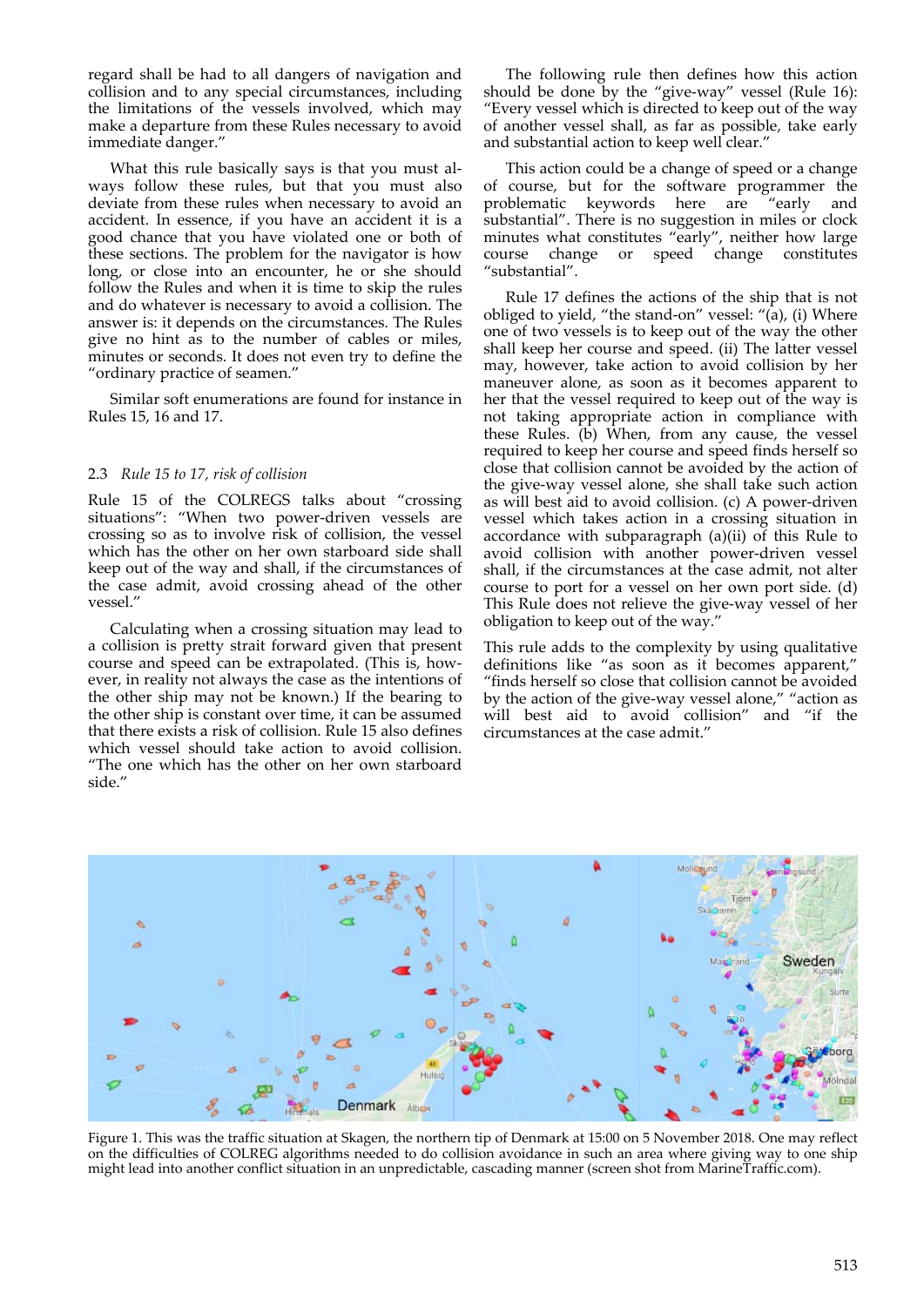regard shall be had to all dangers of navigation and collision and to any special circumstances, including the limitations of the vessels involved, which may make a departure from these Rules necessary to avoid immediate danger."

What this rule basically says is that you must always follow these rules, but that you must also deviate from these rules when necessary to avoid an accident. In essence, if you have an accident it is a good chance that you have violated one or both of these sections. The problem for the navigator is how long, or close into an encounter, he or she should follow the Rules and when it is time to skip the rules and do whatever is necessary to avoid a collision. The answer is: it depends on the circumstances. The Rules give no hint as to the number of cables or miles, minutes or seconds. It does not even try to define the "ordinary practice of seamen."

Similar soft enumerations are found for instance in Rules 15, 16 and 17.

### 2.3 *Rule 15 to 17, risk of collision*

Rule 15 of the COLREGS talks about "crossing situations": "When two power-driven vessels are crossing so as to involve risk of collision, the vessel which has the other on her own starboard side shall keep out of the way and shall, if the circumstances of the case admit, avoid crossing ahead of the other vessel."

Calculating when a crossing situation may lead to a collision is pretty strait forward given that present course and speed can be extrapolated. (This is, however, in reality not always the case as the intentions of the other ship may not be known.) If the bearing to the other ship is constant over time, it can be assumed that there exists a risk of collision. Rule 15 also defines which vessel should take action to avoid collision. "The one which has the other on her own starboard side."

The following rule then defines how this action should be done by the "give-way" vessel (Rule 16): "Every vessel which is directed to keep out of the way of another vessel shall, as far as possible, take early and substantial action to keep well clear."

This action could be a change of speed or a change of course, but for the software programmer the problematic keywords here are "early and substantial". There is no suggestion in miles or clock minutes what constitutes "early", neither how large course change or speed change constitutes "substantial".

Rule 17 defines the actions of the ship that is not obliged to yield, "the stand-on" vessel: "(a), (i) Where one of two vessels is to keep out of the way the other shall keep her course and speed. (ii) The latter vessel may, however, take action to avoid collision by her maneuver alone, as soon as it becomes apparent to her that the vessel required to keep out of the way is not taking appropriate action in compliance with these Rules. (b) When, from any cause, the vessel required to keep her course and speed finds herself so close that collision cannot be avoided by the action of the give-way vessel alone, she shall take such action as will best aid to avoid collision. (c) A power-driven vessel which takes action in a crossing situation in accordance with subparagraph (a)(ii) of this Rule to avoid collision with another power-driven vessel shall, if the circumstances at the case admit, not alter course to port for a vessel on her own port side. (d) This Rule does not relieve the give-way vessel of her obligation to keep out of the way."

This rule adds to the complexity by using qualitative definitions like "as soon as it becomes apparent," "finds herself so close that collision cannot be avoided by the action of the give-way vessel alone," "action as will best aid to avoid collision" and "if the circumstances at the case admit."

Figure 1. This was the traffic situation at Skagen, the northern tip of Denmark at 15:00 on 5 November 2018. One may reflect on the difficulties of COLREG algorithms needed to do collision avoidance in such an area where giving way to one ship might lead into another conflict situation in an unpredictable, cascading manner (screen shot from MarineTraffic.com).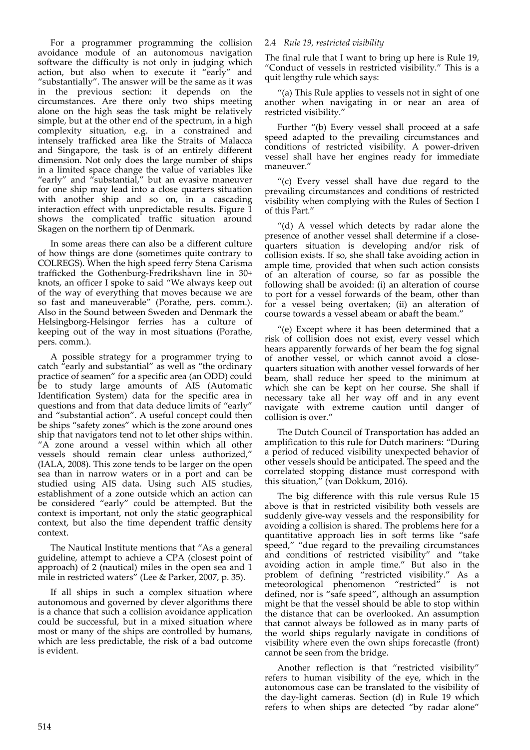For a programmer programming the collision avoidance module of an autonomous navigation software the difficulty is not only in judging which action, but also when to execute it "early" and "substantially". The answer will be the same as it was in the previous section: it depends on the circumstances. Are there only two ships meeting alone on the high seas the task might be relatively simple, but at the other end of the spectrum, in a high complexity situation, e.g. in a constrained and intensely trafficked area like the Straits of Malacca and Singapore, the task is of an entirely different dimension. Not only does the large number of ships in a limited space change the value of variables like "early" and "substantial," but an evasive maneuver for one ship may lead into a close quarters situation with another ship and so on, in a cascading interaction effect with unpredictable results. Figure 1 shows the complicated traffic situation around Skagen on the northern tip of Denmark.

In some areas there can also be a different culture of how things are done (sometimes quite contrary to COLREGS). When the high speed ferry Stena Carisma trafficked the Gothenburg-Fredrikshavn line in 30+ knots, an officer I spoke to said "We always keep out of the way of everything that moves because we are so fast and maneuverable" (Porathe, pers. comm.). Also in the Sound between Sweden and Denmark the Helsingborg-Helsingor ferries has a culture of keeping out of the way in most situations (Porathe, pers. comm.).

A possible strategy for a programmer trying to catch "early and substantial" as well as "the ordinary practice of seamen" for a specific area (an ODD) could be to study large amounts of AIS (Automatic Identification System) data for the specific area in questions and from that data deduce limits of "early" and "substantial action". A useful concept could then be ships "safety zones" which is the zone around ones ship that navigators tend not to let other ships within. "A zone around a vessel within which all other vessels should remain clear unless authorized," (IALA, 2008). This zone tends to be larger on the open sea than in narrow waters or in a port and can be studied using AIS data. Using such AIS studies, establishment of a zone outside which an action can be considered "early" could be attempted. But the context is important, not only the static geographical context, but also the time dependent traffic density context.

The Nautical Institute mentions that "As a general guideline, attempt to achieve a CPA (closest point of approach) of 2 (nautical) miles in the open sea and 1 mile in restricted waters" (Lee & Parker, 2007, p. 35).

If all ships in such a complex situation where autonomous and governed by clever algorithms there is a chance that such a collision avoidance application could be successful, but in a mixed situation where most or many of the ships are controlled by humans, which are less predictable, the risk of a bad outcome is evident.

## 2.4 *Rule 19, restricted visibility*

The final rule that I want to bring up here is Rule 19, "Conduct of vessels in restricted visibility." This is a quit lengthy rule which says:

"(a) This Rule applies to vessels not in sight of one another when navigating in or near an area of restricted visibility."

Further "(b) Every vessel shall proceed at a safe speed adapted to the prevailing circumstances and conditions of restricted visibility. A power-driven vessel shall have her engines ready for immediate maneuver."

"(c) Every vessel shall have due regard to the prevailing circumstances and conditions of restricted visibility when complying with the Rules of Section I of this Part."

"(d) A vessel which detects by radar alone the presence of another vessel shall determine if a close-quarters situation is developing and/or risk of collision exists. If so, she shall take avoiding action in ample time, provided that when such action consists of an alteration of course, so far as possible the following shall be avoided: (i) an alteration of course to port for a vessel forwards of the beam, other than for a vessel being overtaken; (ii) an alteration of course towards a vessel abeam or abaft the beam."

"(e) Except where it has been determined that a risk of collision does not exist, every vessel which hears apparently forwards of her beam the fog signal of another vessel, or which cannot avoid a close-quarters situation with another vessel forwards of her beam, shall reduce her speed to the minimum at which she can be kept on her course. She shall if necessary take all her way off and in any event navigate with extreme caution until danger of collision is over."

The Dutch Council of Transportation has added an amplification to this rule for Dutch mariners: "During a period of reduced visibility unexpected behavior of other vessels should be anticipated. The speed and the correlated stopping distance must correspond with this situation," (van Dokkum, 2016).

The big difference with this rule versus Rule 15 above is that in restricted visibility both vessels are suddenly give-way vessels and the responsibility for avoiding a collision is shared. The problems here for a quantitative approach lies in soft terms like "safe speed," "due regard to the prevailing circumstances and conditions of restricted visibility" and "take avoiding action in ample time." But also in the problem of defining "restricted visibility." As a meteorological phenomenon "restricted" is not defined, nor is "safe speed", although an assumption might be that the vessel should be able to stop within the distance that can be overlooked. An assumption that cannot always be followed as in many parts of the world ships regularly navigate in conditions of visibility where even the own ships forecastle (front) cannot be seen from the bridge.

Another reflection is that "restricted visibility" refers to human visibility of the eye, which in the autonomous case can be translated to the visibility of the day-light cameras. Section (d) in Rule 19 which refers to when ships are detected "by radar alone"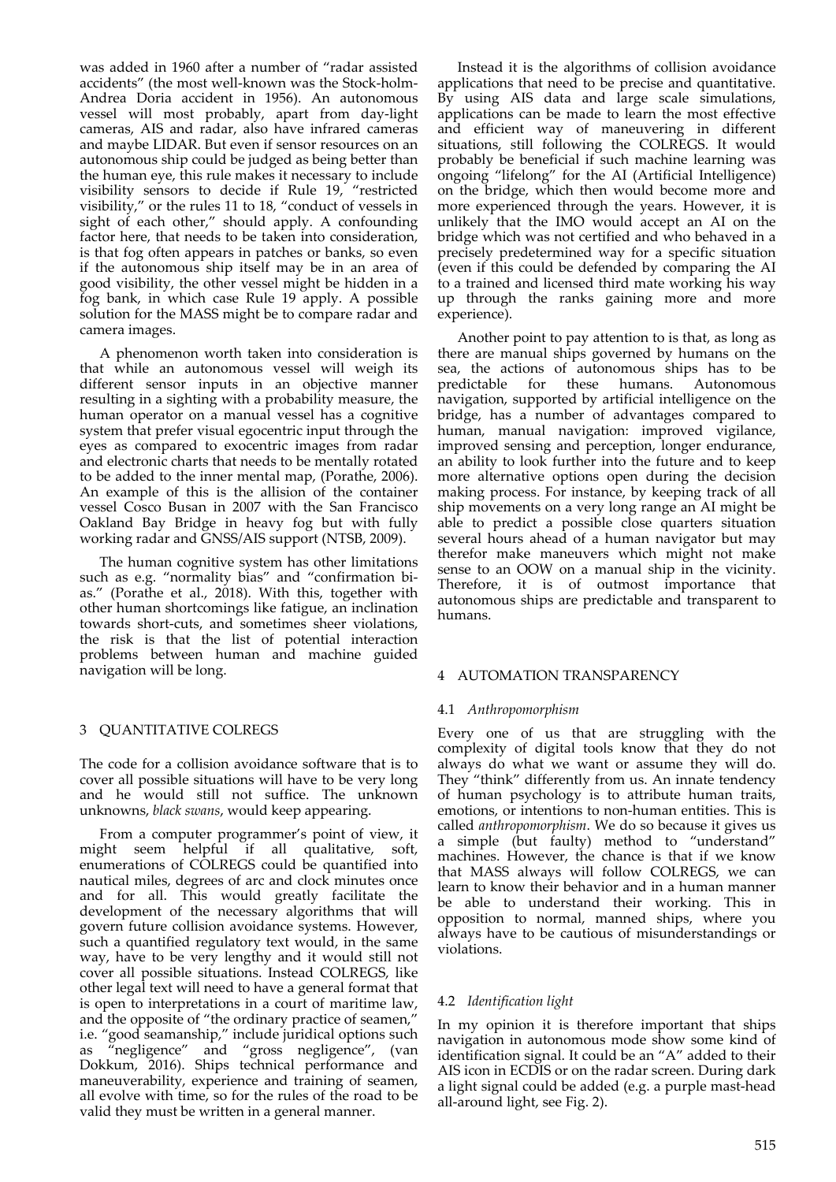was added in 1960 after a number of "radar assisted accidents" (the most well-known was the Stock-holm-Andrea Doria accident in 1956). An autonomous vessel will most probably, apart from day-light cameras, AIS and radar, also have infrared cameras and maybe LIDAR. But even if sensor resources on an autonomous ship could be judged as being better than the human eye, this rule makes it necessary to include visibility sensors to decide if Rule 19, "restricted visibility," or the rules 11 to 18, "conduct of vessels in sight of each other," should apply. A confounding factor here, that needs to be taken into consideration, is that fog often appears in patches or banks, so even if the autonomous ship itself may be in an area of good visibility, the other vessel might be hidden in a fog bank, in which case Rule 19 apply. A possible solution for the MASS might be to compare radar and camera images.

A phenomenon worth taken into consideration is that while an autonomous vessel will weigh its different sensor inputs in an objective manner resulting in a sighting with a probability measure, the human operator on a manual vessel has a cognitive system that prefer visual egocentric input through the eyes as compared to exocentric images from radar and electronic charts that needs to be mentally rotated to be added to the inner mental map, (Porathe, 2006). An example of this is the allision of the container vessel Cosco Busan in 2007 with the San Francisco Oakland Bay Bridge in heavy fog but with fully working radar and GNSS/AIS support (NTSB, 2009).

The human cognitive system has other limitations such as e.g. "normality bias" and "confirmation bias." (Porathe et al., 2018). With this, together with other human shortcomings like fatigue, an inclination towards short-cuts, and sometimes sheer violations, the risk is that the list of potential interaction problems between human and machine guided navigation will be long.

## 3 QUANTITATIVE COLREGS

The code for a collision avoidance software that is to cover all possible situations will have to be very long and he would still not suffice. The unknown unknowns, *black swans*, would keep appearing.

From a computer programmer's point of view, it might seem helpful if all qualitative, soft, enumerations of COLREGS could be quantified into nautical miles, degrees of arc and clock minutes once and for all. This would greatly facilitate the development of the necessary algorithms that will govern future collision avoidance systems. However, such a quantified regulatory text would, in the same way, have to be very lengthy and it would still not cover all possible situations. Instead COLREGS, like other legal text will need to have a general format that is open to interpretations in a court of maritime law, and the opposite of "the ordinary practice of seamen," i.e. "good seamanship," include juridical options such as "negligence" and "gross negligence", (van Dokkum, 2016). Ships technical performance and maneuverability, experience and training of seamen, all evolve with time, so for the rules of the road to be valid they must be written in a general manner.

Instead it is the algorithms of collision avoidance applications that need to be precise and quantitative. By using AIS data and large scale simulations, applications can be made to learn the most effective and efficient way of maneuvering in different situations, still following the COLREGS. It would probably be beneficial if such machine learning was ongoing "lifelong" for the AI (Artificial Intelligence) on the bridge, which then would become more and more experienced through the years. However, it is unlikely that the IMO would accept an AI on the bridge which was not certified and who behaved in a precisely predetermined way for a specific situation (even if this could be defended by comparing the AI to a trained and licensed third mate working his way up through the ranks gaining more and more experience).

Another point to pay attention to is that, as long as there are manual ships governed by humans on the sea, the actions of autonomous ships has to be predictable for these humans. Autonomous navigation, supported by artificial intelligence on the bridge, has a number of advantages compared to human, manual navigation: improved vigilance, improved sensing and perception, longer endurance, an ability to look further into the future and to keep more alternative options open during the decision making process. For instance, by keeping track of all ship movements on a very long range an AI might be able to predict a possible close quarters situation several hours ahead of a human navigator but may therefor make maneuvers which might not make sense to an OOW on a manual ship in the vicinity. Therefore, it is of outmost importance that autonomous ships are predictable and transparent to humans.

## 4 AUTOMATION TRANSPARENCY

### 4.1 *Anthropomorphism*

Every one of us that are struggling with the complexity of digital tools know that they do not always do what we want or assume they will do. They "think" differently from us. An innate tendency of human psychology is to attribute human traits, emotions, or intentions to non-human entities. This is called *anthropomorphism*. We do so because it gives us a simple (but faulty) method to "understand" machines. However, the chance is that if we know that MASS always will follow COLREGS, we can learn to know their behavior and in a human manner be able to understand their working. This in opposition to normal, manned ships, where you always have to be cautious of misunderstandings or violations.

### 4.2 *Identification light*

In my opinion it is therefore important that ships navigation in autonomous mode show some kind of identification signal. It could be an "A" added to their AIS icon in ECDIS or on the radar screen. During dark a light signal could be added (e.g. a purple mast-head all-around light, see Fig. 2).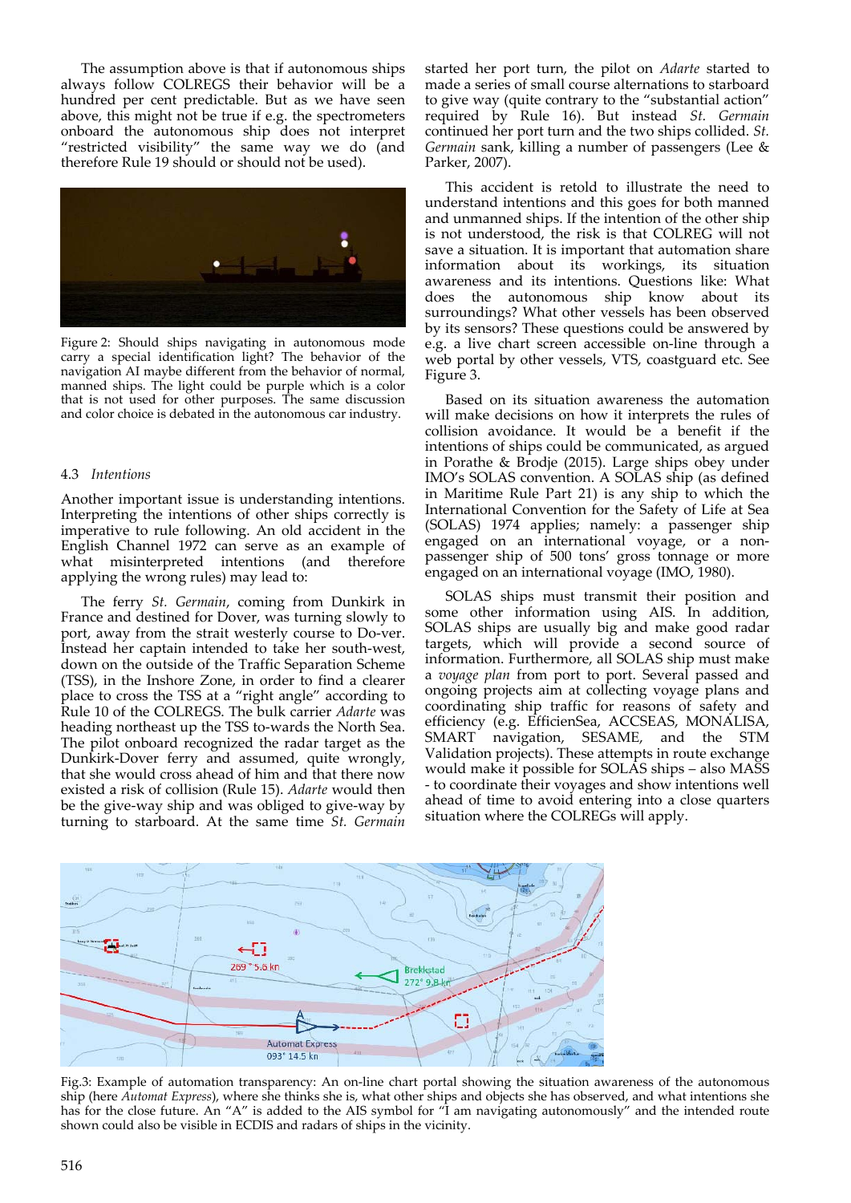The assumption above is that if autonomous ships always follow COLREGS their behavior will be a hundred per cent predictable. But as we have seen above, this might not be true if e.g. the spectrometers onboard the autonomous ship does not interpret "restricted visibility" the same way we do (and therefore Rule 19 should or should not be used).

Figure 2: Should ships navigating in autonomous mode carry a special identification light? The behavior of the navigation AI maybe different from the behavior of normal, manned ships. The light could be purple which is a color that is not used for other purposes. The same discussion and color choice is debated in the autonomous car industry.

### 4.3 *Intentions*

Another important issue is understanding intentions. Interpreting the intentions of other ships correctly is imperative to rule following. An old accident in the English Channel 1972 can serve as an example of what misinterpreted intentions (and therefore applying the wrong rules) may lead to:

The ferry *St. Germain*, coming from Dunkirk in France and destined for Dover, was turning slowly to port, away from the strait westerly course to Do-ver. Instead her captain intended to take her south-west, down on the outside of the Traffic Separation Scheme (TSS), in the Inshore Zone, in order to find a clearer place to cross the TSS at a "right angle" according to Rule 10 of the COLREGS. The bulk carrier *Adarte* was heading northeast up the TSS to-wards the North Sea. The pilot onboard recognized the radar target as the Dunkirk-Dover ferry and assumed, quite wrongly, that she would cross ahead of him and that there now existed a risk of collision (Rule 15). *Adarte* would then be the give-way ship and was obliged to give-way by turning to starboard. At the same time *St. Germain* started her port turn, the pilot on *Adarte* started to made a series of small course alternations to starboard to give way (quite contrary to the "substantial action" required by Rule 16). But instead *St. Germain* continued her port turn and the two ships collided. *St. Germain* sank, killing a number of passengers (Lee & Parker, 2007).

This accident is retold to illustrate the need to understand intentions and this goes for both manned and unmanned ships. If the intention of the other ship is not understood, the risk is that COLREG will not save a situation. It is important that automation share information about its workings, its situation awareness and its intentions. Questions like: What does the autonomous ship know about its surroundings? What other vessels has been observed by its sensors? These questions could be answered by e.g. a live chart screen accessible on-line through a web portal by other vessels, VTS, coastguard etc. See Figure 3.

Based on its situation awareness the automation will make decisions on how it interprets the rules of collision avoidance. It would be a benefit if the intentions of ships could be communicated, as argued in Porathe & Brodje (2015). Large ships obey under IMO's SOLAS convention. A SOLAS ship (as defined in Maritime Rule Part 21) is any ship to which the International Convention for the Safety of Life at Sea (SOLAS) 1974 applies; namely: a passenger ship engaged on an international voyage, or a non-passenger ship of 500 tons' gross tonnage or more engaged on an international voyage (IMO, 1980).

SOLAS ships must transmit their position and some other information using AIS. In addition, SOLAS ships are usually big and make good radar targets, which will provide a second source of information. Furthermore, all SOLAS ship must make a *voyage plan* from port to port. Several passed and ongoing projects aim at collecting voyage plans and coordinating ship traffic for reasons of safety and efficiency (e.g. EfficienSea, ACCSEAS, MONALISA, SMART navigation, SESAME, and the STM Validation projects). These attempts in route exchange would make it possible for SOLAS ships – also MASS - to coordinate their voyages and show intentions well ahead of time to avoid entering into a close quarters situation where the COLREGs will apply.

Fig.3: Example of automation transparency: An on-line chart portal showing the situation awareness of the autonomous ship (here *Automat Express*), where she thinks she is, what other ships and objects she has observed, and what intentions she has for the close future. An "A" is added to the AIS symbol for "I am navigating autonomously" and the intended route shown could also be visible in ECDIS and radars of ships in the vicinity.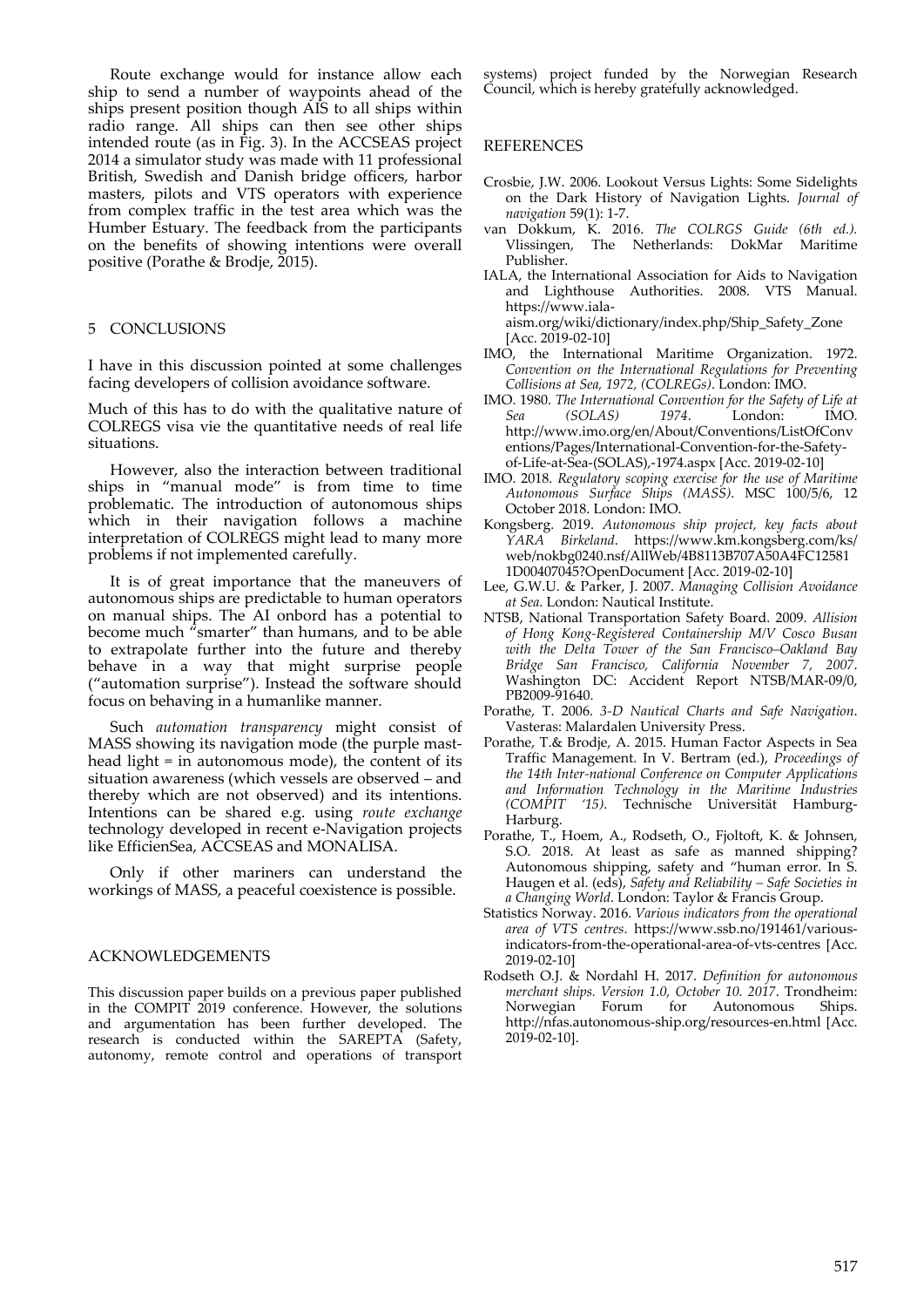Route exchange would for instance allow each ship to send a number of waypoints ahead of the ships present position though AIS to all ships within radio range. All ships can then see other ships intended route (as in Fig. 3). In the ACCSEAS project 2014 a simulator study was made with 11 professional British, Swedish and Danish bridge officers, harbor masters, pilots and VTS operators with experience from complex traffic in the test area which was the Humber Estuary. The feedback from the participants on the benefits of showing intentions were overall positive (Porathe & Brodje, 2015).

## 5 CONCLUSIONS

I have in this discussion pointed at some challenges facing developers of collision avoidance software.

Much of this has to do with the qualitative nature of COLREGS visa vie the quantitative needs of real life situations.

However, also the interaction between traditional ships in "manual mode" is from time to time problematic. The introduction of autonomous ships which in their navigation follows a machine interpretation of COLREGS might lead to many more problems if not implemented carefully.

It is of great importance that the maneuvers of autonomous ships are predictable to human operators on manual ships. The AI onbord has a potential to become much "smarter" than humans, and to be able to extrapolate further into the future and thereby behave in a way that might surprise people ("automation surprise"). Instead the software should focus on behaving in a humanlike manner.

Such *automation transparency* might consist of MASS showing its navigation mode (the purple mast-head light = in autonomous mode), the content of its situation awareness (which vessels are observed – and thereby which are not observed) and its intentions. Intentions can be shared e.g. using *route exchange* technology developed in recent e-Navigation projects like EfficienSea, ACCSEAS and MONALISA.

Only if other mariners can understand the workings of MASS, a peaceful coexistence is possible.

## ACKNOWLEDGEMENTS

This discussion paper builds on a previous paper published in the COMPIT 2019 conference. However, the solutions and argumentation has been further developed. The research is conducted within the SAREPTA (Safety, autonomy, remote control and operations of transport systems) project funded by the Norwegian Research Council, which is hereby gratefully acknowledged.

## REFERENCES

Crosbie, J.W. 2006. Lookout Versus Lights: Some Sidelights on the Dark History of Navigation Lights. *Journal of navigation* 59(1): 1-7.

van Dokkum, K. 2016. *The COLRGS Guide (6th ed.).* Vlissingen, The Netherlands: DokMar Maritime Publisher.

IALA, the International Association for Aids to Navigation and Lighthouse Authorities. 2008. VTS Manual. https://www.iala-aism.org/wiki/dictionary/index.php/Ship_Safety_Zone [Acc. 2019-02-10]

IMO, the International Maritime Organization. 1972. *Convention on the International Regulations for Preventing Collisions at Sea, 1972, (COLREGs)*. London: IMO.

IMO. 1980. *The International Convention for the Safety of Life at Sea (SOLAS) 1974*. London: IMO. http://www.imo.org/en/About/Conventions/ListOfConventions/Pages/International-Convention-for-the-Safety-of-Life-at-Sea-(SOLAS),-1974.aspx [Acc. 2019-02-10]

IMO. 2018. *Regulatory scoping exercise for the use of Maritime Autonomous Surface Ships (MASS)*. MSC 100/5/6, 12 October 2018. London: IMO.

Kongsberg. 2019. *Autonomous ship project, key facts about YARA Birkeland*. https://www.km.kongsberg.com/ks/web/nokbg0240.nsf/AllWeb/4B8113B707A50A4FC125811D00407045?OpenDocument [Acc. 2019-02-10]

Lee, G.W.U. & Parker, J. 2007. *Managing Collision Avoidance at Sea*. London: Nautical Institute.

NTSB, National Transportation Safety Board. 2009. *Allision of Hong Kong-Registered Containership M/V Cosco Busan with the Delta Tower of the San Francisco–Oakland Bay Bridge San Francisco, California November 7, 2007*. Washington DC: Accident Report NTSB/MAR-09/0, PB2009-91640.

Porathe, T. 2006. *3-D Nautical Charts and Safe Navigation*. Vasteras: Malardalen University Press.

Porathe, T.& Brodje, A. 2015. Human Factor Aspects in Sea Traffic Management. In V. Bertram (ed.), *Proceedings of the 14th Inter-national Conference on Computer Applications and Information Technology in the Maritime Industries (COMPIT '15)*. Technische Universität Hamburg-Harburg.

Porathe, T., Hoem, A., Rodseth, O., Fjoltoft, K. & Johnsen, S.O. 2018. At least as safe as manned shipping? Autonomous shipping, safety and "human error. In S. Haugen et al. (eds), *Safety and Reliability – Safe Societies in a Changing World*. London: Taylor & Francis Group.

Statistics Norway. 2016. *Various indicators from the operational area of VTS centres*. https://www.ssb.no/191461/various-indicators-from-the-operational-area-of-vts-centres [Acc. 2019-02-10]

Rodseth O.J. & Nordahl H. 2017. *Definition for autonomous merchant ships. Version 1.0, October 10. 2017*. Trondheim: Norwegian Forum for Autonomous Ships. http://nfas.autonomous-ship.org/resources-en.html [Acc. 2019-02-10].